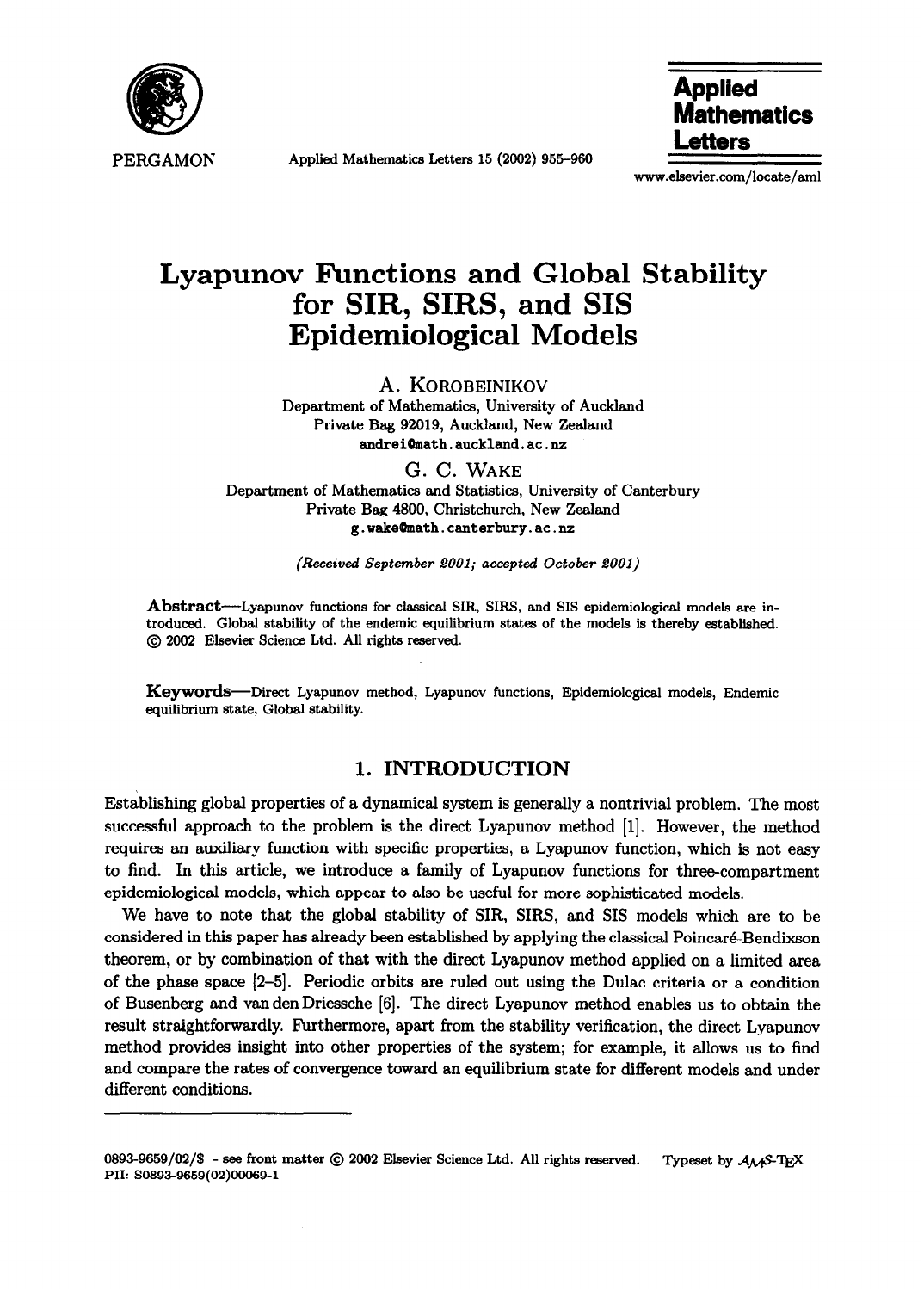# Lyapunov Functions and Global Stability for SIR, SIRS, and SIS Epidemiological Models

A. KOROBEINIKOV
Department of Mathematics, University of Auckland
Private Bag 92019, Auckland, New Zealand
andrei@math.auckland.ac.nz

G. C. WAKE
Department of Mathematics and Statistics, University of Canterbury
Private Bag 4800, Christchurch, New Zealand
g.wake@math.canterbury.ac.nz

*(Received September 2001; accepted October 2001)*

**Abstract**—Lyapunov functions for classical SIR, SIRS, and SIS epidemiological models are introduced. Global stability of the endemic equilibrium states of the models is thereby established. © 2002 Elsevier Science Ltd. All rights reserved.

**Keywords**—Direct Lyapunov method, Lyapunov functions, Epidemiological models, Endemic equilibrium state, Global stability.

## 1. INTRODUCTION

Establishing global properties of a dynamical system is generally a nontrivial problem. The most successful approach to the problem is the direct Lyapunov method [1]. However, the method requires an auxiliary function with specific properties, a Lyapunov function, which is not easy to find. In this article, we introduce a family of Lyapunov functions for three-compartment epidemiological models, which appear to also be useful for more sophisticated models.

We have to note that the global stability of SIR, SIRS, and SIS models which are to be considered in this paper has already been established by applying the classical Poincaré-Bendixson theorem, or by combination of that with the direct Lyapunov method applied on a limited area of the phase space [2–5]. Periodic orbits are ruled out using the Dulac criteria or a condition of Busenberg and van den Driessche [6]. The direct Lyapunov method enables us to obtain the result straightforwardly. Furthermore, apart from the stability verification, the direct Lyapunov method provides insight into other properties of the system; for example, it allows us to find and compare the rates of convergence toward an equilibrium state for different models and under different conditions.

0893-9659/02/$ - see front matter © 2002 Elsevier Science Ltd. All rights reserved. Typeset by $\mathcal{A}_{\mathcal{M}}\mathcal{S}$-TEX
PII: S0893-9659(02)00069-1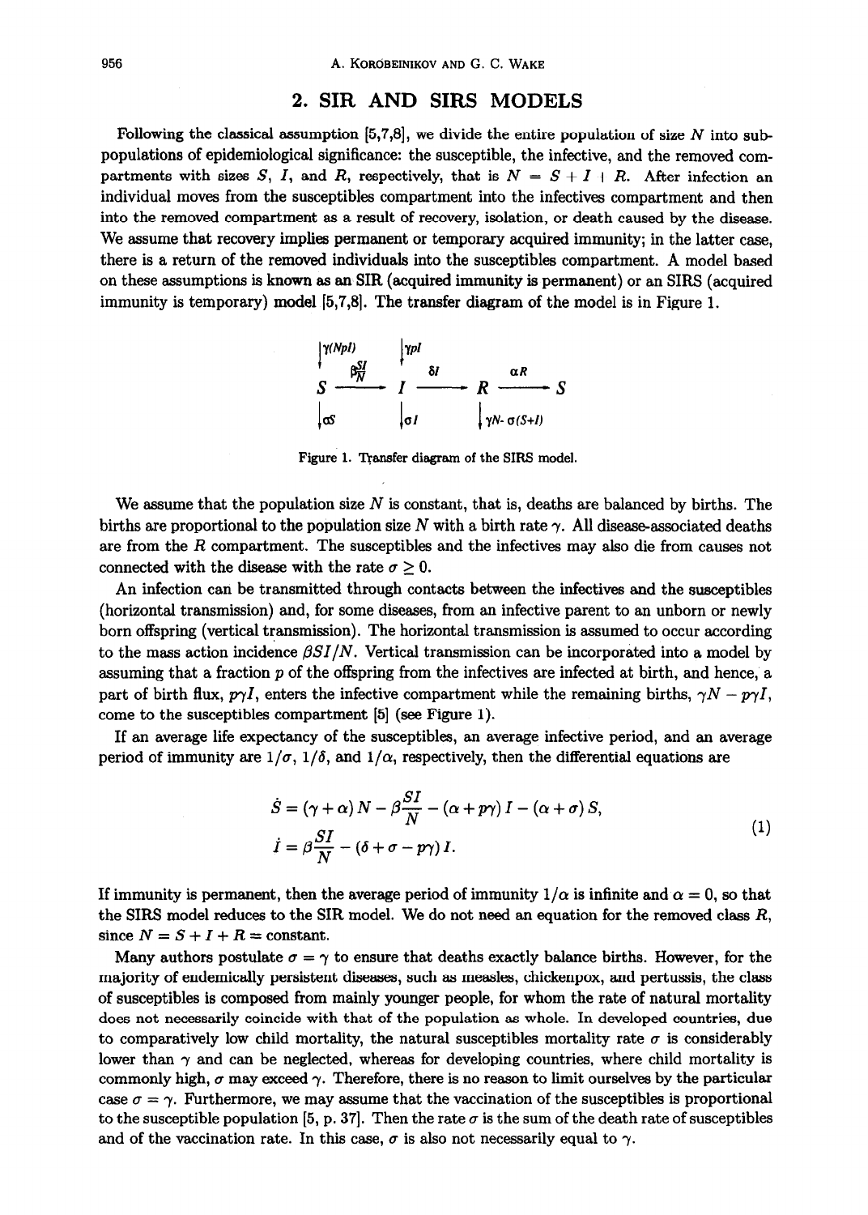## 2. SIR AND SIRS MODELS

Following the classical assumption [5,7,8], we divide the entire population of size $N$ into subpopulations of epidemiological significance: the susceptible, the infective, and the removed compartments with sizes $S$, $I$, and $R$, respectively, that is $N = S + I + R$. After infection an individual moves from the susceptibles compartment into the infectives compartment and then into the removed compartment as a result of recovery, isolation, or death caused by the disease. We assume that recovery implies permanent or temporary acquired immunity; in the latter case, there is a return of the removed individuals into the susceptibles compartment. A model based on these assumptions is known as an SIR (acquired immunity is permanent) or an SIRS (acquired immunity is temporary) model [5,7,8]. The transfer diagram of the model is in Figure 1.

Figure 1. Transfer diagram of the SIRS model.

We assume that the population size $N$ is constant, that is, deaths are balanced by births. The births are proportional to the population size $N$ with a birth rate $\gamma$. All disease-associated deaths are from the $R$ compartment. The susceptibles and the infectives may also die from causes not connected with the disease with the rate $\sigma \geq 0$.

An infection can be transmitted through contacts between the infectives and the susceptibles (horizontal transmission) and, for some diseases, from an infective parent to an unborn or newly born offspring (vertical transmission). The horizontal transmission is assumed to occur according to the mass action incidence $\beta SI/N$. Vertical transmission can be incorporated into a model by assuming that a fraction $p$ of the offspring from the infectives are infected at birth, and hence, a part of birth flux, $p\gamma I$, enters the infective compartment while the remaining births, $\gamma N - p\gamma I$, come to the susceptibles compartment [5] (see Figure 1).

If an average life expectancy of the susceptibles, an average infective period, and an average period of immunity are $1/\sigma$, $1/\delta$, and $1/\alpha$, respectively, then the differential equations are

$$
\begin{aligned}
\dot{S} &= (\gamma + \alpha) N - \beta \frac{SI}{N} - (\alpha + p\gamma) I - (\alpha + \sigma) S, \\
\dot{I} &= \beta \frac{SI}{N} - (\delta + \sigma - p\gamma) I.
\end{aligned}
\tag{1}
$$

If immunity is permanent, then the average period of immunity $1/\alpha$ is infinite and $\alpha = 0$, so that the SIRS model reduces to the SIR model. We do not need an equation for the removed class $R$, since $N = S + I + R = \text{constant}$.

Many authors postulate $\sigma = \gamma$ to ensure that deaths exactly balance births. However, for the majority of endemically persistent diseases, such as measles, chickenpox, and pertussis, the class of susceptibles is composed from mainly younger people, for whom the rate of natural mortality does not necessarily coincide with that of the population as whole. In developed countries, due to comparatively low child mortality, the natural susceptibles mortality rate $\sigma$ is considerably lower than $\gamma$ and can be neglected, whereas for developing countries, where child mortality is commonly high, $\sigma$ may exceed $\gamma$. Therefore, there is no reason to limit ourselves by the particular case $\sigma = \gamma$. Furthermore, we may assume that the vaccination of the susceptibles is proportional to the susceptible population [5, p. 37]. Then the rate $\sigma$ is the sum of the death rate of susceptibles and of the vaccination rate. In this case, $\sigma$ is also not necessarily equal to $\gamma$.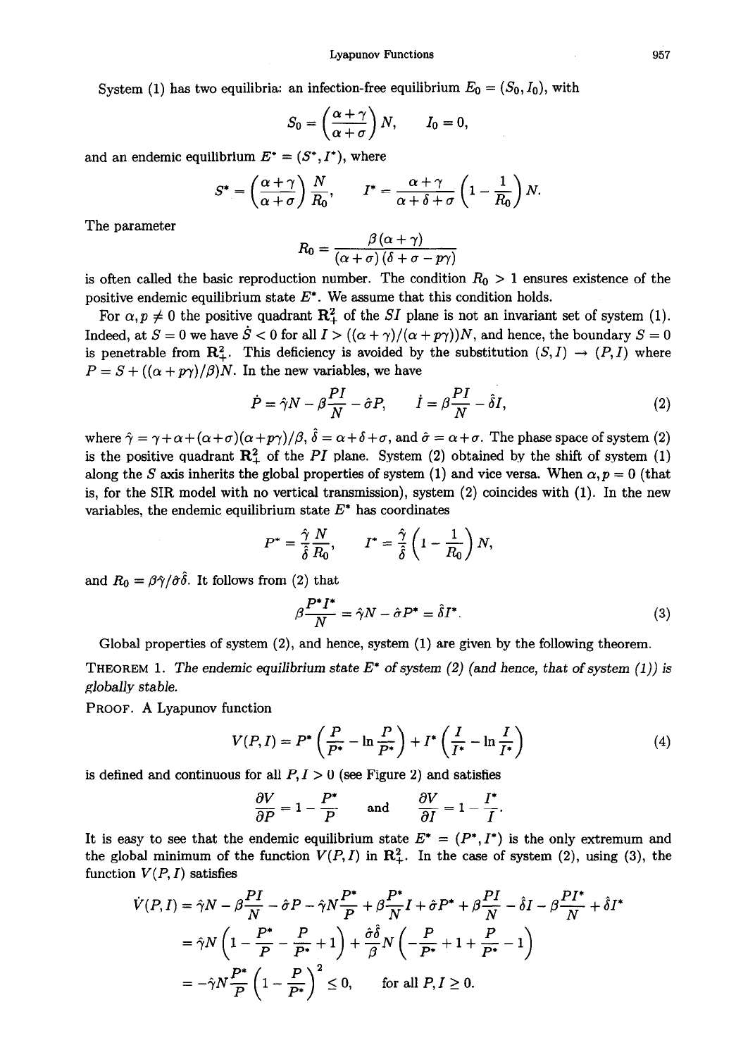System (1) has two equilibria: an infection-free equilibrium $E_0 = (S_0, I_0)$, with

$$S_0 = \left(\frac{\alpha+\gamma}{\alpha+\sigma}\right) N, \qquad I_0 = 0,$$

and an endemic equilibrium $E^* = (S^*, I^*)$, where

$$S^* = \left(\frac{\alpha+\gamma}{\alpha+\sigma}\right) \frac{N}{R_0}, \qquad I^* = \frac{\alpha+\gamma}{\alpha+\delta+\sigma}\left(1 - \frac{1}{R_0}\right) N.$$

The parameter

$$R_0 = \frac{\beta(\alpha+\gamma)}{(\alpha+\sigma)(\delta+\sigma-p\gamma)}$$

is often called the basic reproduction number. The condition $R_0 > 1$ ensures existence of the positive endemic equilibrium state $E^*$. We assume that this condition holds.

For $\alpha, p \neq 0$ the positive quadrant $\mathbf{R}^2_+$ of the $SI$ plane is not an invariant set of system (1). Indeed, at $S = 0$ we have $\dot{S} < 0$ for all $I > ((\alpha+\gamma)/(\alpha+p\gamma))N$, and hence, the boundary $S = 0$ is penetrable from $\mathbf{R}^2_+$. This deficiency is avoided by the substitution $(S, I) \to (P, I)$ where $P = S + ((\alpha+p\gamma)/\beta)N$. In the new variables, we have

$$\dot{P} = \hat{\gamma} N - \beta \frac{PI}{N} - \hat{\sigma} P, \qquad \dot{I} = \beta \frac{PI}{N} - \hat{\delta} I, \tag{2}$$

where $\hat{\gamma} = \gamma + \alpha + (\alpha+\sigma)(\alpha+p\gamma)/\beta$, $\hat{\delta} = \alpha + \delta + \sigma$, and $\hat{\sigma} = \alpha + \sigma$. The phase space of system (2) is the positive quadrant $\mathbf{R}^2_+$ of the $PI$ plane. System (2) obtained by the shift of system (1) along the $S$ axis inherits the global properties of system (1) and vice versa. When $\alpha, p = 0$ (that is, for the SIR model with no vertical transmission), system (2) coincides with (1). In the new variables, the endemic equilibrium state $E^*$ has coordinates

$$P^* = \frac{\hat{\gamma}}{\hat{\delta}} \frac{N}{R_0}, \qquad I^* = \frac{\hat{\gamma}}{\hat{\delta}}\left(1 - \frac{1}{R_0}\right) N,$$

and $R_0 = \beta\hat{\gamma}/\hat{\sigma}\hat{\delta}$. It follows from (2) that

$$\beta \frac{P^* I^*}{N} = \hat{\gamma} N - \hat{\sigma} P^* = \hat{\delta} I^*. \tag{3}$$

Global properties of system (2), and hence, system (1) are given by the following theorem.

**Theorem 1.** *The endemic equilibrium state $E^*$ of system (2) (and hence, that of system (1)) is globally stable.*

**Proof.** A Lyapunov function

$$V(P, I) = P^* \left(\frac{P}{P^*} - \ln \frac{P}{P^*}\right) + I^* \left(\frac{I}{I^*} - \ln \frac{I}{I^*}\right) \tag{4}$$

is defined and continuous for all $P, I > 0$ (see Figure 2) and satisfies

$$\frac{\partial V}{\partial P} = 1 - \frac{P^*}{P} \qquad \text{and} \qquad \frac{\partial V}{\partial I} = 1 - \frac{I^*}{I}.$$

It is easy to see that the endemic equilibrium state $E^* = (P^*, I^*)$ is the only extremum and the global minimum of the function $V(P, I)$ in $\mathbf{R}^2_+$. In the case of system (2), using (3), the function $V(P, I)$ satisfies

$$\begin{aligned}
\dot{V}(P, I) &= \hat{\gamma} N - \beta \frac{PI}{N} - \hat{\sigma} P - \hat{\gamma} N \frac{P^*}{P} + \beta \frac{P^*}{N} I + \hat{\sigma} P^* + \beta \frac{PI}{N} - \hat{\delta} I - \beta \frac{PI^*}{N} + \hat{\delta} I^* \\
&= \hat{\gamma} N \left(1 - \frac{P^*}{P} - \frac{P}{P^*} + 1\right) + \frac{\hat{\sigma}\hat{\delta}}{\beta} N \left(-\frac{P}{P^*} + 1 + \frac{P}{P^*} - 1\right) \\
&= -\hat{\gamma} N \frac{P^*}{P}\left(1 - \frac{P}{P^*}\right)^2 \leq 0, \qquad \text{for all } P, I \geq 0.
\end{aligned}$$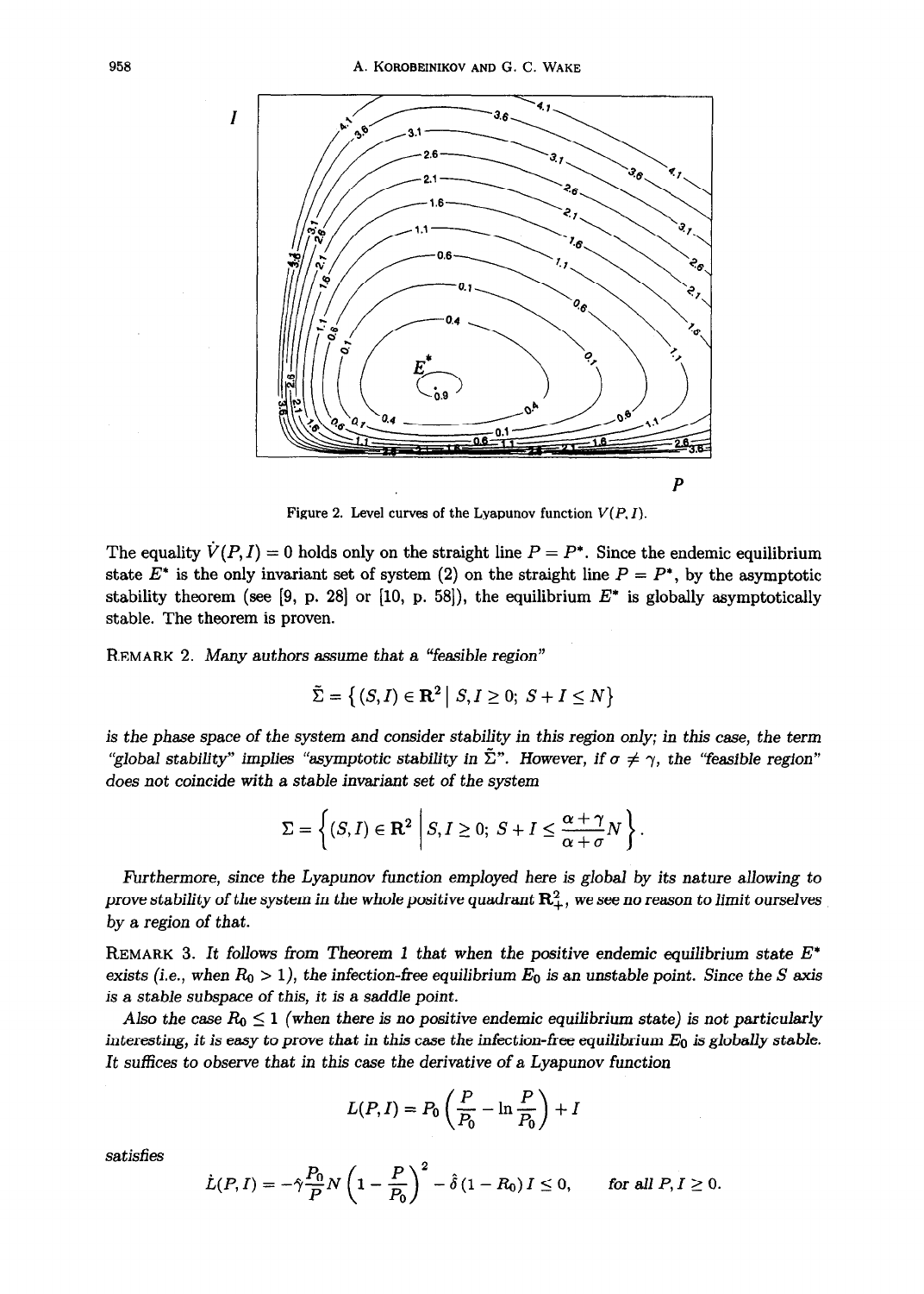Figure 2. Level curves of the Lyapunov function $V(P, I)$.

The equality $\dot{V}(P, I) = 0$ holds only on the straight line $P = P^*$. Since the endemic equilibrium state $E^*$ is the only invariant set of system (2) on the straight line $P = P^*$, by the asymptotic stability theorem (see [9, p. 28] or [10, p. 58]), the equilibrium $E^*$ is globally asymptotically stable. The theorem is proven.

REMARK 2. *Many authors assume that a "feasible region"*

$$\tilde{\Sigma} = \{(S, I) \in \mathbf{R}^2 \mid S, I \geq 0;\ S + I \leq N\}$$

*is the phase space of the system and consider stability in this region only; in this case, the term "global stability" implies "asymptotic stability in $\tilde{\Sigma}$". However, if $\sigma \neq \gamma$, the "feasible region" does not coincide with a stable invariant set of the system*

$$\Sigma = \left\{(S, I) \in \mathbf{R}^2 \,\middle|\, S, I \geq 0;\ S + I \leq \frac{\alpha + \gamma}{\alpha + \sigma} N\right\}.$$

*Furthermore, since the Lyapunov function employed here is global by its nature allowing to prove stability of the system in the whole positive quadrant $\mathbf{R}^2_+$, we see no reason to limit ourselves by a region of that.*

REMARK 3. *It follows from Theorem 1 that when the positive endemic equilibrium state $E^*$ exists (i.e., when $R_0 > 1$), the infection-free equilibrium $E_0$ is an unstable point. Since the $S$ axis is a stable subspace of this, it is a saddle point.*

*Also the case $R_0 \leq 1$ (when there is no positive endemic equilibrium state) is not particularly interesting, it is easy to prove that in this case the infection-free equilibrium $E_0$ is globally stable. It suffices to observe that in this case the derivative of a Lyapunov function*

$$L(P, I) = P_0 \left(\frac{P}{P_0} - \ln \frac{P}{P_0}\right) + I$$

*satisfies*

$$\dot{L}(P, I) = -\hat{\gamma} \frac{P_0}{P} N \left(1 - \frac{P}{P_0}\right)^2 - \hat{\delta}\,(1 - R_0)\, I \leq 0, \qquad \text{for all } P, I \geq 0.$$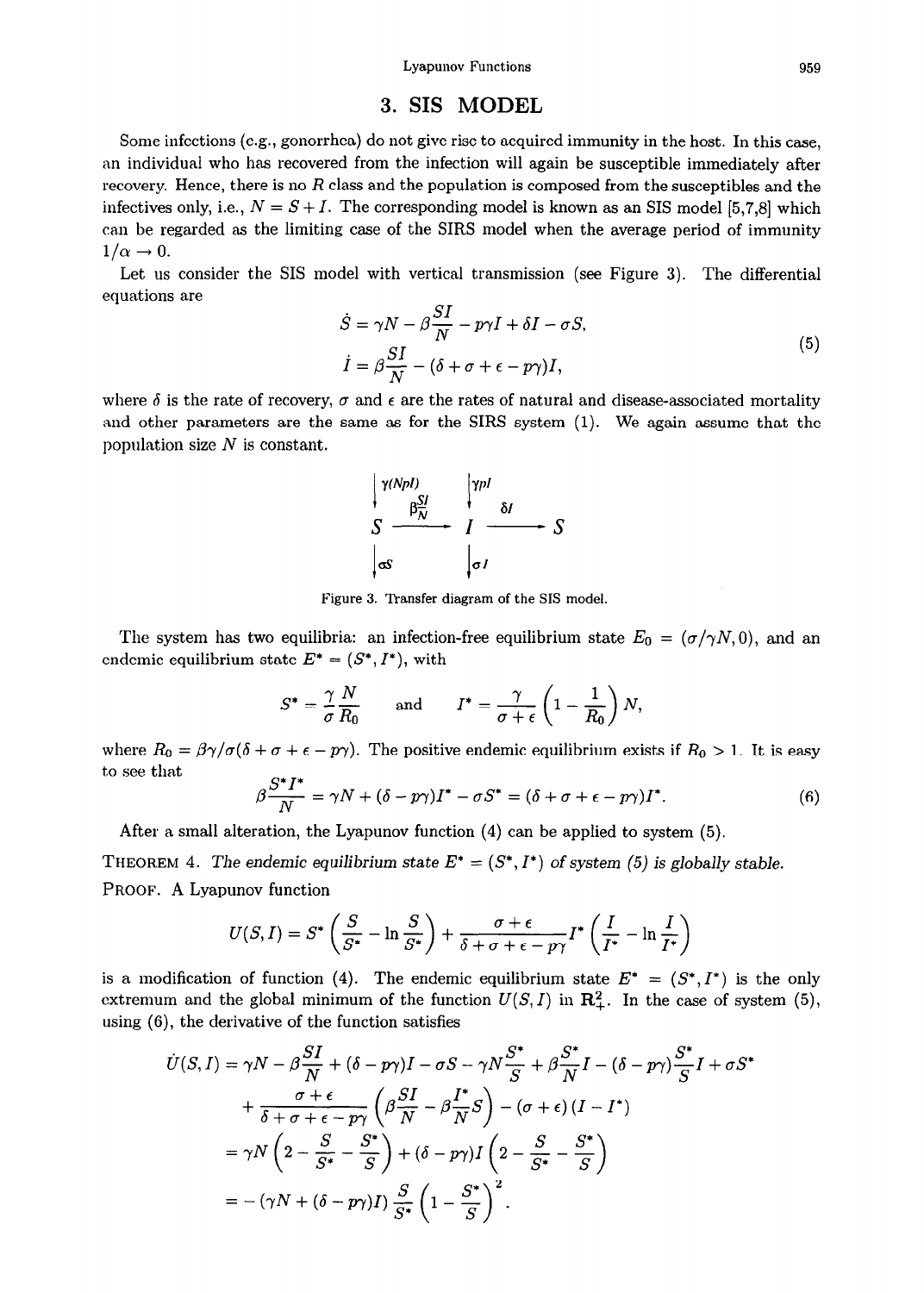## 3. SIS MODEL

Some infections (e.g., gonorrhea) do not give rise to acquired immunity in the host. In this case, an individual who has recovered from the infection will again be susceptible immediately after recovery. Hence, there is no $R$ class and the population is composed from the susceptibles and the infectives only, i.e., $N = S + I$. The corresponding model is known as an SIS model [5,7,8] which can be regarded as the limiting case of the SIRS model when the average period of immunity $1/\alpha \to 0$.

Let us consider the SIS model with vertical transmission (see Figure 3). The differential equations are

$$
\begin{aligned}
\dot{S} &= \gamma N - \beta \frac{SI}{N} - p\gamma I + \delta I - \sigma S, \\
\dot{I} &= \beta \frac{SI}{N} - (\delta + \sigma + \epsilon - p\gamma) I,
\end{aligned}
\tag{5}
$$

where $\delta$ is the rate of recovery, $\sigma$ and $\epsilon$ are the rates of natural and disease-associated mortality and other parameters are the same as for the SIRS system (1). We again assume that the population size $N$ is constant.

$$
\begin{array}{ccccc}
\downarrow \gamma(N - pI) & & \downarrow \gamma p I & & \\
S & \xrightarrow{\ \beta \frac{SI}{N}\ } & I & \xrightarrow{\ \delta I\ } & S \\
\downarrow \sigma S & & \downarrow \sigma I & &
\end{array}
$$

Figure 3. Transfer diagram of the SIS model.

The system has two equilibria: an infection-free equilibrium state $E_0 = (\sigma/\gamma N, 0)$, and an endemic equilibrium state $E^* = (S^*, I^*)$, with

$$
S^* = \frac{\gamma}{\sigma} \frac{N}{R_0} \quad \text{and} \quad I^* = \frac{\gamma}{\sigma + \epsilon} \left(1 - \frac{1}{R_0}\right) N,
$$

where $R_0 = \beta\gamma/\sigma(\delta + \sigma + \epsilon - p\gamma)$. The positive endemic equilibrium exists if $R_0 > 1$. It is easy to see that

$$
\beta \frac{S^* I^*}{N} = \gamma N + (\delta - p\gamma) I^* - \sigma S^* = (\delta + \sigma + \epsilon - p\gamma) I^*. \tag{6}
$$

After a small alteration, the Lyapunov function (4) can be applied to system (5).

**THEOREM 4.** *The endemic equilibrium state $E^* = (S^*, I^*)$ of system (5) is globally stable.*

**PROOF.** A Lyapunov function

$$
U(S, I) = S^* \left( \frac{S}{S^*} - \ln \frac{S}{S^*} \right) + \frac{\sigma + \epsilon}{\delta + \sigma + \epsilon - p\gamma} I^* \left( \frac{I}{I^*} - \ln \frac{I}{I^*} \right)
$$

is a modification of function (4). The endemic equilibrium state $E^* = (S^*, I^*)$ is the only extremum and the global minimum of the function $U(S, I)$ in $\mathbf{R}_+^2$. In the case of system (5), using (6), the derivative of the function satisfies

$$
\begin{aligned}
\dot{U}(S, I) &= \gamma N - \beta \frac{SI}{N} + (\delta - p\gamma) I - \sigma S - \gamma N \frac{S^*}{S} + \beta \frac{S^*}{N} I - (\delta - p\gamma) \frac{S^*}{S} I + \sigma S^* \\
&\quad + \frac{\sigma + \epsilon}{\delta + \sigma + \epsilon - p\gamma} \left( \beta \frac{SI}{N} - \beta \frac{I^*}{N} S \right) - (\sigma + \epsilon)(I - I^*) \\
&= \gamma N \left( 2 - \frac{S}{S^*} - \frac{S^*}{S} \right) + (\delta - p\gamma) I \left( 2 - \frac{S}{S^*} - \frac{S^*}{S} \right) \\
&= -(\gamma N + (\delta - p\gamma) I) \frac{S}{S^*} \left( 1 - \frac{S^*}{S} \right)^2.
\end{aligned}
$$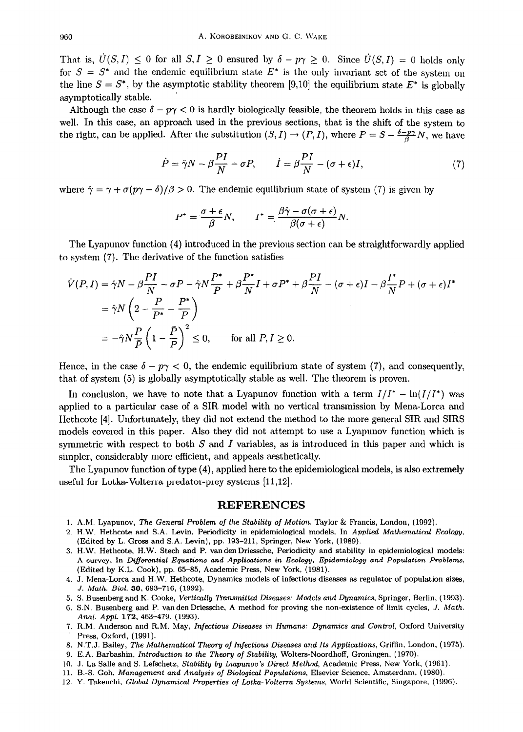That is, $\dot{U}(S,I) \leq 0$ for all $S, I \geq 0$ ensured by $\delta - p\gamma \geq 0$. Since $\dot{U}(S,I) = 0$ holds only for $S = S^*$ and the endemic equilibrium state $E^*$ is the only invariant set of the system on the line $S = S^*$, by the asymptotic stability theorem [9,10] the equilibrium state $E^*$ is globally asymptotically stable.

Although the case $\delta - p\gamma < 0$ is hardly biologically feasible, the theorem holds in this case as well. In this case, an approach used in the previous sections, that is the shift of the system to the right, can be applied. After the substitution $(S,I) \to (P,I)$, where $P = S - \frac{\delta - p\gamma}{\beta} N$, we have

$$\dot{P} = \hat{\gamma} N - \beta \frac{PI}{N} - \sigma P, \qquad \dot{I} = \beta \frac{PI}{N} - (\sigma + \epsilon) I, \tag{7}$$

where $\hat{\gamma} = \gamma + \sigma(p\gamma - \delta)/\beta > 0$. The endemic equilibrium state of system (7) is given by

$$P^* = \frac{\sigma + \epsilon}{\beta} N, \qquad I^* = \frac{\beta \hat{\gamma} - \sigma(\sigma + \epsilon)}{\beta(\sigma + \epsilon)} N.$$

The Lyapunov function (4) introduced in the previous section can be straightforwardly applied to system (7). The derivative of the function satisfies

$$\begin{aligned}
\dot{V}(P,I) &= \hat{\gamma} N - \beta \frac{PI}{N} - \sigma P - \hat{\gamma} N \frac{P^*}{P} + \beta \frac{P^*}{N} I + \sigma P^* + \beta \frac{PI}{N} - (\sigma + \epsilon) I - \beta \frac{I^*}{N} P + (\sigma + \epsilon) I^* \\
&= \hat{\gamma} N \left( 2 - \frac{P}{P^*} - \frac{P^*}{P} \right) \\
&= -\hat{\gamma} N \frac{P}{\bar{P}} \left( 1 - \frac{\bar{P}}{P} \right)^2 \leq 0, \qquad \text{for all } P, I \geq 0.
\end{aligned}$$

Hence, in the case $\delta - p\gamma < 0$, the endemic equilibrium state of system (7), and consequently, that of system (5) is globally asymptotically stable as well. The theorem is proven.

In conclusion, we have to note that a Lyapunov function with a term $I/I^* - \ln(I/I^*)$ was applied to a particular case of a SIR model with no vertical transmission by Mena-Lorca and Hethcote [4]. Unfortunately, they did not extend the method to the more general SIR and SIRS models covered in this paper. Also they did not attempt to use a Lyapunov function which is symmetric with respect to both $S$ and $I$ variables, as is introduced in this paper and which is simpler, considerably more efficient, and appeals aesthetically.

The Lyapunov function of type (4), applied here to the epidemiological models, is also extremely useful for Lotka-Volterra predator-prey systems [11,12].

## REFERENCES

1. A.M. Lyapunov, *The General Problem of the Stability of Motion*, Taylor & Francis, London, (1992).
2. H.W. Hethcote and S.A. Levin, Periodicity in epidemiological models, In *Applied Mathematical Ecology*, (Edited by L. Gross and S.A. Levin), pp. 193–211, Springer, New York, (1989).
3. H.W. Hethcote, H.W. Stech and P. van den Driessche, Periodicity and stability in epidemiological models: A survey, In *Differential Equations and Applications in Ecology, Epidemiology and Population Problems*, (Edited by K.L. Cook), pp. 65–85, Academic Press, New York, (1981).
4. J. Mena-Lorca and H.W. Hethcote, Dynamics models of infectious diseases as regulator of population sizes, *J. Math. Biol.* **30**, 693–716, (1992).
5. S. Busenberg and K. Cooke, *Vertically Transmitted Diseases: Models and Dynamics*, Springer, Berlin, (1993).
6. S.N. Busenberg and P. van den Driessche, A method for proving the non-existence of limit cycles, *J. Math. Anal. Appl.* **172**, 463–479, (1993).
7. R.M. Anderson and R.M. May, *Infectious Diseases in Humans: Dynamics and Control*, Oxford University Press, Oxford, (1991).
8. N.T.J. Bailey, *The Mathematical Theory of Infectious Diseases and Its Applications*, Griffin, London, (1975).
9. E.A. Barbashin, *Introduction to the Theory of Stability*, Wolters-Noordhoff, Groningen, (1970).
10. J. La Salle and S. Lefschetz, *Stability by Liapunov's Direct Method*, Academic Press, New York, (1961).
11. B.-S. Goh, *Management and Analysis of Biological Populations*, Elsevier Science, Amsterdam, (1980).
12. Y. Takeuchi, *Global Dynamical Properties of Lotka-Volterra Systems*, World Scientific, Singapore, (1996).